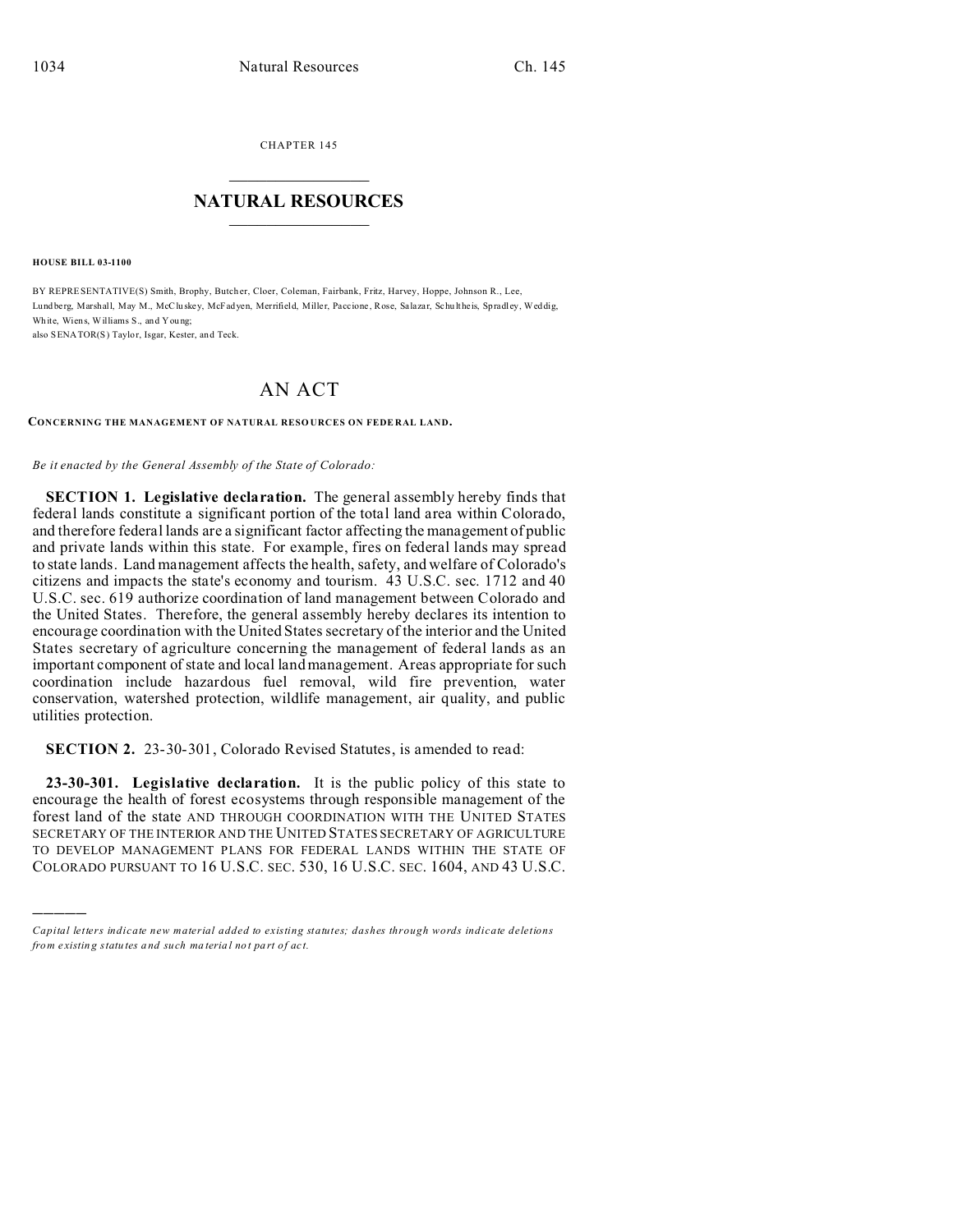CHAPTER 145

# NATURAL RESOURCES

**HOUSE BILL 03-1100**

BY REPRESENTATIVE(S) Smith, Brophy, Butcher, Cloer, Coleman, Fairbank, Fritz, Harvey, Hoppe, Johnson R., Lee, Lundberg, Marshall, May M., McCluskey, McFadyen, Merrifield, Miller, Paccione, Rose, Salazar, Schultheis, Spradley, Weddig, White, Wiens, Williams S., and Young;
also SENATOR(S) Taylor, Isgar, Kester, and Teck.

# AN ACT

**CONCERNING THE MANAGEMENT OF NATURAL RESOURCES ON FEDERAL LAND.**

*Be it enacted by the General Assembly of the State of Colorado:*

**SECTION 1. Legislative declaration.** The general assembly hereby finds that federal lands constitute a significant portion of the total land area within Colorado, and therefore federal lands are a significant factor affecting the management of public and private lands within this state. For example, fires on federal lands may spread to state lands. Land management affects the health, safety, and welfare of Colorado's citizens and impacts the state's economy and tourism. 43 U.S.C. sec. 1712 and 40 U.S.C. sec. 619 authorize coordination of land management between Colorado and the United States. Therefore, the general assembly hereby declares its intention to encourage coordination with the United States secretary of the interior and the United States secretary of agriculture concerning the management of federal lands as an important component of state and local land management. Areas appropriate for such coordination include hazardous fuel removal, wild fire prevention, water conservation, watershed protection, wildlife management, air quality, and public utilities protection.

**SECTION 2.** 23-30-301, Colorado Revised Statutes, is amended to read:

**23-30-301. Legislative declaration.** It is the public policy of this state to encourage the health of forest ecosystems through responsible management of the forest land of the state AND THROUGH COORDINATION WITH THE UNITED STATES SECRETARY OF THE INTERIOR AND THE UNITED STATES SECRETARY OF AGRICULTURE TO DEVELOP MANAGEMENT PLANS FOR FEDERAL LANDS WITHIN THE STATE OF COLORADO PURSUANT TO 16 U.S.C. SEC. 530, 16 U.S.C. SEC. 1604, AND 43 U.S.C.

---

*Capital letters indicate new material added to existing statutes; dashes through words indicate deletions from existing statutes and such material not part of act.*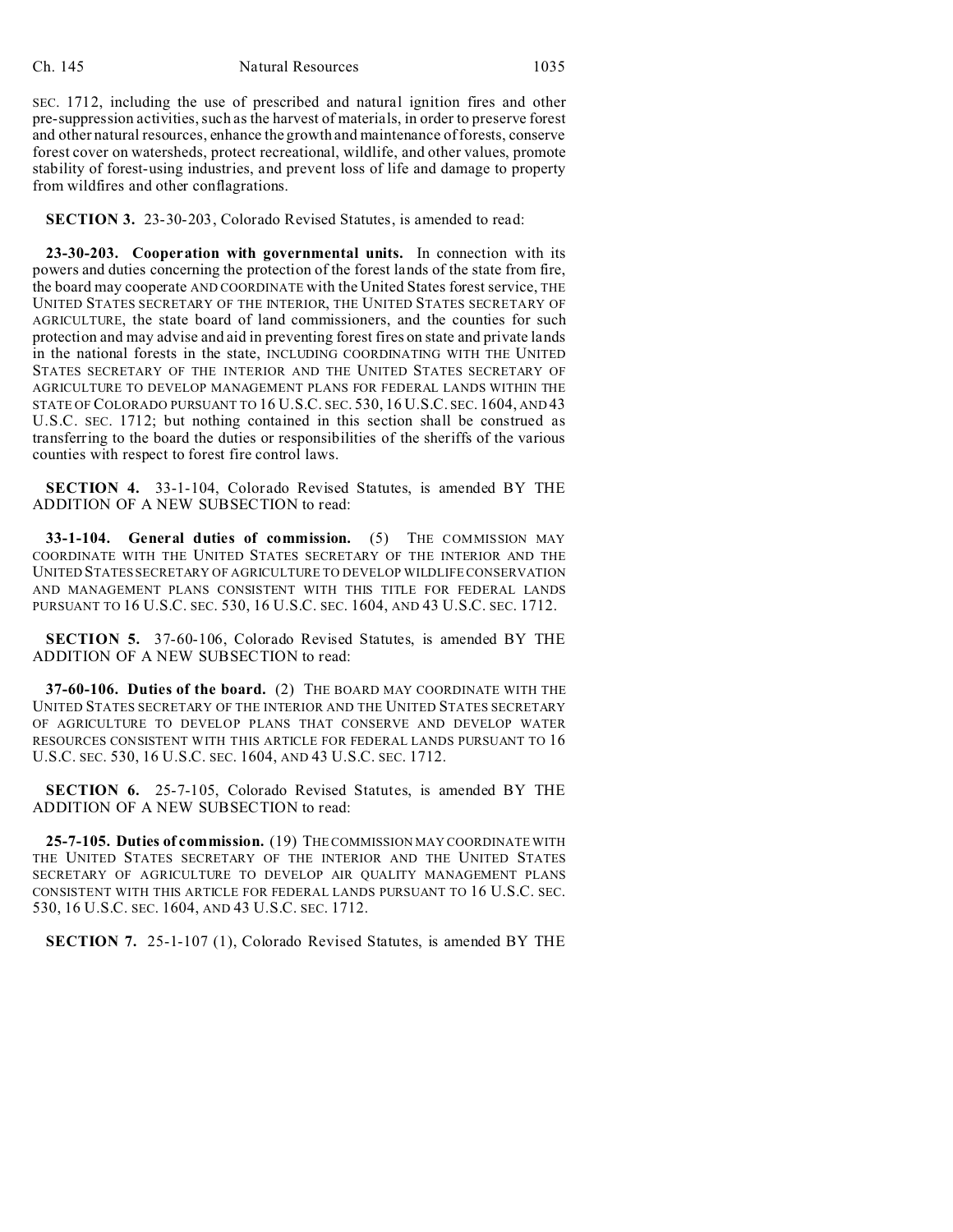SEC. 1712, including the use of prescribed and natural ignition fires and other pre-suppression activities, such as the harvest of materials, in order to preserve forest and other natural resources, enhance the growth and maintenance of forests, conserve forest cover on watersheds, protect recreational, wildlife, and other values, promote stability of forest-using industries, and prevent loss of life and damage to property from wildfires and other conflagrations.

**SECTION 3.** 23-30-203, Colorado Revised Statutes, is amended to read:

**23-30-203. Cooperation with governmental units.** In connection with its powers and duties concerning the protection of the forest lands of the state from fire, the board may cooperate AND COORDINATE with the United States forest service, THE UNITED STATES SECRETARY OF THE INTERIOR, THE UNITED STATES SECRETARY OF AGRICULTURE, the state board of land commissioners, and the counties for such protection and may advise and aid in preventing forest fires on state and private lands in the national forests in the state, INCLUDING COORDINATING WITH THE UNITED STATES SECRETARY OF THE INTERIOR AND THE UNITED STATES SECRETARY OF AGRICULTURE TO DEVELOP MANAGEMENT PLANS FOR FEDERAL LANDS WITHIN THE STATE OF COLORADO PURSUANT TO 16 U.S.C. SEC. 530, 16 U.S.C. SEC. 1604, AND 43 U.S.C. SEC. 1712; but nothing contained in this section shall be construed as transferring to the board the duties or responsibilities of the sheriffs of the various counties with respect to forest fire control laws.

**SECTION 4.** 33-1-104, Colorado Revised Statutes, is amended BY THE ADDITION OF A NEW SUBSECTION to read:

**33-1-104. General duties of commission.** (5) THE COMMISSION MAY COORDINATE WITH THE UNITED STATES SECRETARY OF THE INTERIOR AND THE UNITED STATES SECRETARY OF AGRICULTURE TO DEVELOP WILDLIFE CONSERVATION AND MANAGEMENT PLANS CONSISTENT WITH THIS TITLE FOR FEDERAL LANDS PURSUANT TO 16 U.S.C. SEC. 530, 16 U.S.C. SEC. 1604, AND 43 U.S.C. SEC. 1712.

**SECTION 5.** 37-60-106, Colorado Revised Statutes, is amended BY THE ADDITION OF A NEW SUBSECTION to read:

**37-60-106. Duties of the board.** (2) THE BOARD MAY COORDINATE WITH THE UNITED STATES SECRETARY OF THE INTERIOR AND THE UNITED STATES SECRETARY OF AGRICULTURE TO DEVELOP PLANS THAT CONSERVE AND DEVELOP WATER RESOURCES CONSISTENT WITH THIS ARTICLE FOR FEDERAL LANDS PURSUANT TO 16 U.S.C. SEC. 530, 16 U.S.C. SEC. 1604, AND 43 U.S.C. SEC. 1712.

**SECTION 6.** 25-7-105, Colorado Revised Statutes, is amended BY THE ADDITION OF A NEW SUBSECTION to read:

**25-7-105. Duties of commission.** (19) THE COMMISSION MAY COORDINATE WITH THE UNITED STATES SECRETARY OF THE INTERIOR AND THE UNITED STATES SECRETARY OF AGRICULTURE TO DEVELOP AIR QUALITY MANAGEMENT PLANS CONSISTENT WITH THIS ARTICLE FOR FEDERAL LANDS PURSUANT TO 16 U.S.C. SEC. 530, 16 U.S.C. SEC. 1604, AND 43 U.S.C. SEC. 1712.

**SECTION 7.** 25-1-107 (1), Colorado Revised Statutes, is amended BY THE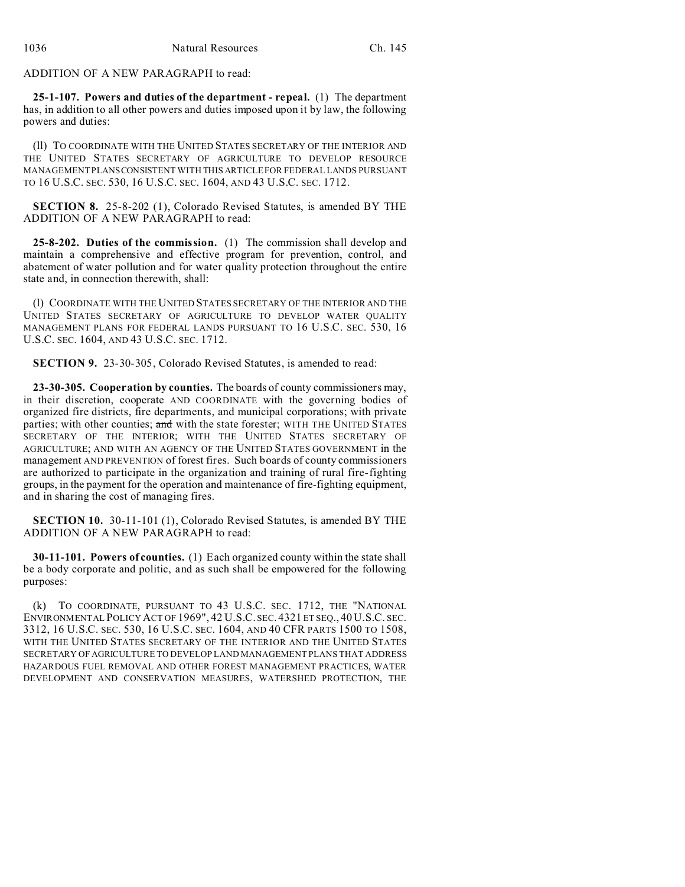ADDITION OF A NEW PARAGRAPH to read:

**25-1-107. Powers and duties of the department - repeal.** (1) The department has, in addition to all other powers and duties imposed upon it by law, the following powers and duties:

(ll) TO COORDINATE WITH THE UNITED STATES SECRETARY OF THE INTERIOR AND THE UNITED STATES SECRETARY OF AGRICULTURE TO DEVELOP RESOURCE MANAGEMENT PLANS CONSISTENT WITH THIS ARTICLE FOR FEDERAL LANDS PURSUANT TO 16 U.S.C. SEC. 530, 16 U.S.C. SEC. 1604, AND 43 U.S.C. SEC. 1712.

**SECTION 8.** 25-8-202 (1), Colorado Revised Statutes, is amended BY THE ADDITION OF A NEW PARAGRAPH to read:

**25-8-202. Duties of the commission.** (1) The commission shall develop and maintain a comprehensive and effective program for prevention, control, and abatement of water pollution and for water quality protection throughout the entire state and, in connection therewith, shall:

(l) COORDINATE WITH THE UNITED STATES SECRETARY OF THE INTERIOR AND THE UNITED STATES SECRETARY OF AGRICULTURE TO DEVELOP WATER QUALITY MANAGEMENT PLANS FOR FEDERAL LANDS PURSUANT TO 16 U.S.C. SEC. 530, 16 U.S.C. SEC. 1604, AND 43 U.S.C. SEC. 1712.

**SECTION 9.** 23-30-305, Colorado Revised Statutes, is amended to read:

**23-30-305. Cooperation by counties.** The boards of county commissioners may, in their discretion, cooperate AND COORDINATE with the governing bodies of organized fire districts, fire departments, and municipal corporations; with private parties; with other counties; ~~and~~ with the state forester; WITH THE UNITED STATES SECRETARY OF THE INTERIOR; WITH THE UNITED STATES SECRETARY OF AGRICULTURE; AND WITH AN AGENCY OF THE UNITED STATES GOVERNMENT in the management AND PREVENTION of forest fires. Such boards of county commissioners are authorized to participate in the organization and training of rural fire-fighting groups, in the payment for the operation and maintenance of fire-fighting equipment, and in sharing the cost of managing fires.

**SECTION 10.** 30-11-101 (1), Colorado Revised Statutes, is amended BY THE ADDITION OF A NEW PARAGRAPH to read:

**30-11-101. Powers of counties.** (1) Each organized county within the state shall be a body corporate and politic, and as such shall be empowered for the following purposes:

(k) TO COORDINATE, PURSUANT TO 43 U.S.C. SEC. 1712, THE "NATIONAL ENVIRONMENTAL POLICY ACT OF 1969", 42 U.S.C. SEC. 4321 ET SEQ., 40 U.S.C. SEC. 3312, 16 U.S.C. SEC. 530, 16 U.S.C. SEC. 1604, AND 40 CFR PARTS 1500 TO 1508, WITH THE UNITED STATES SECRETARY OF THE INTERIOR AND THE UNITED STATES SECRETARY OF AGRICULTURE TO DEVELOP LAND MANAGEMENT PLANS THAT ADDRESS HAZARDOUS FUEL REMOVAL AND OTHER FOREST MANAGEMENT PRACTICES, WATER DEVELOPMENT AND CONSERVATION MEASURES, WATERSHED PROTECTION, THE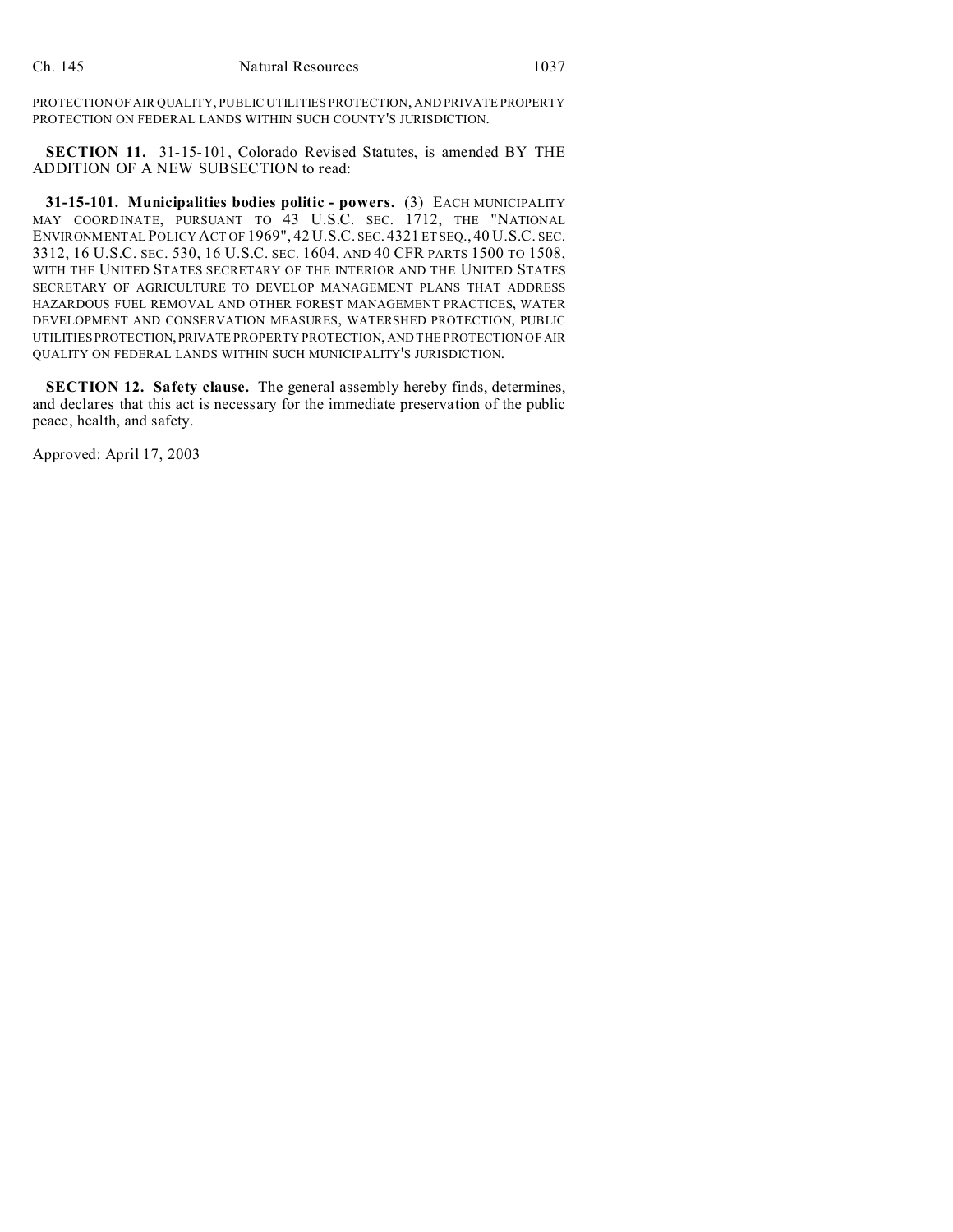PROTECTION OF AIR QUALITY, PUBLIC UTILITIES PROTECTION, AND PRIVATE PROPERTY PROTECTION ON FEDERAL LANDS WITHIN SUCH COUNTY'S JURISDICTION.

**SECTION 11.** 31-15-101, Colorado Revised Statutes, is amended BY THE ADDITION OF A NEW SUBSECTION to read:

**31-15-101. Municipalities bodies politic - powers.** (3) EACH MUNICIPALITY MAY COORDINATE, PURSUANT TO 43 U.S.C. SEC. 1712, THE "NATIONAL ENVIRONMENTAL POLICY ACT OF 1969", 42 U.S.C. SEC. 4321 ET SEQ., 40 U.S.C. SEC. 3312, 16 U.S.C. SEC. 530, 16 U.S.C. SEC. 1604, AND 40 CFR PARTS 1500 TO 1508, WITH THE UNITED STATES SECRETARY OF THE INTERIOR AND THE UNITED STATES SECRETARY OF AGRICULTURE TO DEVELOP MANAGEMENT PLANS THAT ADDRESS HAZARDOUS FUEL REMOVAL AND OTHER FOREST MANAGEMENT PRACTICES, WATER DEVELOPMENT AND CONSERVATION MEASURES, WATERSHED PROTECTION, PUBLIC UTILITIES PROTECTION, PRIVATE PROPERTY PROTECTION, AND THE PROTECTION OF AIR QUALITY ON FEDERAL LANDS WITHIN SUCH MUNICIPALITY'S JURISDICTION.

**SECTION 12. Safety clause.** The general assembly hereby finds, determines, and declares that this act is necessary for the immediate preservation of the public peace, health, and safety.

Approved: April 17, 2003